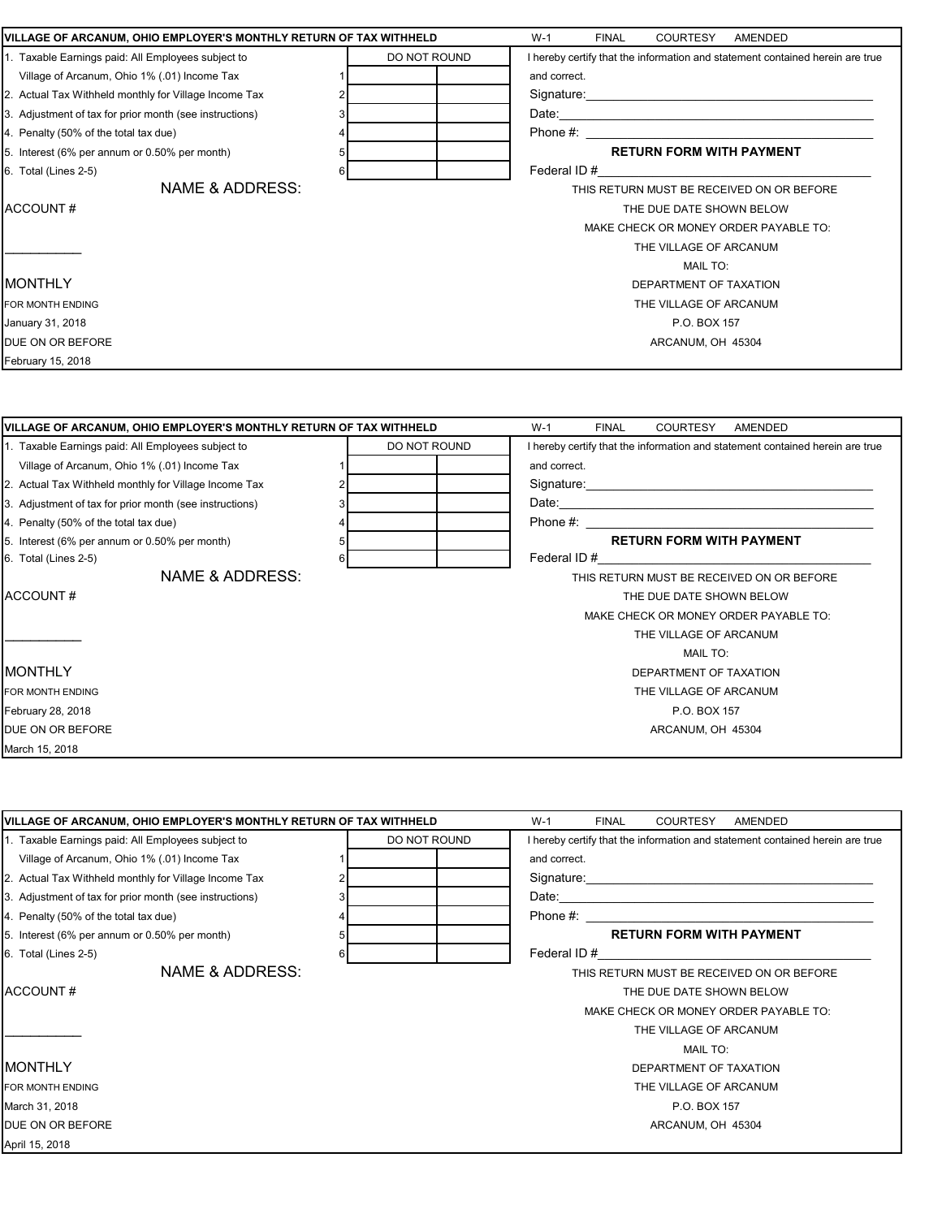## VILLAGE OF ARCANUM, OHIO EMPLOYER'S MONTHLY RETURN OF TAX WITHHELD

W-1 FINAL COURTESY AMENDED

| | | DO NOT ROUND | |
|---|---|---|---|
| 1. Taxable Earnings paid: All Employees subject to Village of Arcanum, Ohio 1% (.01) Income Tax | 1 | | |
| 2. Actual Tax Withheld monthly for Village Income Tax | 2 | | |
| 3. Adjustment of tax for prior month (see instructions) | 3 | | |
| 4. Penalty (50% of the total tax due) | 4 | | |
| 5. Interest (6% per annum or 0.50% per month) | 5 | | |
| 6. Total (Lines 2-5) | 6 | | |

I hereby certify that the information and statement contained herein are true and correct.

Signature:\_\_\_\_\_\_\_\_\_\_\_\_\_\_\_\_\_\_\_\_\_\_\_\_\_\_\_\_

Date:\_\_\_\_\_\_\_\_\_\_\_\_\_\_\_\_\_\_\_\_\_\_\_\_\_\_\_\_

Phone #: \_\_\_\_\_\_\_\_\_\_\_\_\_\_\_\_\_\_\_\_\_\_\_\_\_\_\_\_

**RETURN FORM WITH PAYMENT**

Federal ID #\_\_\_\_\_\_\_\_\_\_\_\_\_\_\_\_\_\_\_\_\_\_\_\_\_\_\_\_

NAME & ADDRESS:

ACCOUNT #

\_\_\_\_\_\_\_\_\_\_\_

MONTHLY

FOR MONTH ENDING

January 31, 2018

DUE ON OR BEFORE

February 15, 2018

THIS RETURN MUST BE RECEIVED ON OR BEFORE THE DUE DATE SHOWN BELOW

MAKE CHECK OR MONEY ORDER PAYABLE TO:

THE VILLAGE OF ARCANUM

MAIL TO:

DEPARTMENT OF TAXATION

THE VILLAGE OF ARCANUM

P.O. BOX 157

ARCANUM, OH 45304

---

## VILLAGE OF ARCANUM, OHIO EMPLOYER'S MONTHLY RETURN OF TAX WITHHELD

W-1 FINAL COURTESY AMENDED

| | | DO NOT ROUND | |
|---|---|---|---|
| 1. Taxable Earnings paid: All Employees subject to Village of Arcanum, Ohio 1% (.01) Income Tax | 1 | | |
| 2. Actual Tax Withheld monthly for Village Income Tax | 2 | | |
| 3. Adjustment of tax for prior month (see instructions) | 3 | | |
| 4. Penalty (50% of the total tax due) | 4 | | |
| 5. Interest (6% per annum or 0.50% per month) | 5 | | |
| 6. Total (Lines 2-5) | 6 | | |

I hereby certify that the information and statement contained herein are true and correct.

Signature:\_\_\_\_\_\_\_\_\_\_\_\_\_\_\_\_\_\_\_\_\_\_\_\_\_\_\_\_

Date:\_\_\_\_\_\_\_\_\_\_\_\_\_\_\_\_\_\_\_\_\_\_\_\_\_\_\_\_

Phone #: \_\_\_\_\_\_\_\_\_\_\_\_\_\_\_\_\_\_\_\_\_\_\_\_\_\_\_\_

**RETURN FORM WITH PAYMENT**

Federal ID #\_\_\_\_\_\_\_\_\_\_\_\_\_\_\_\_\_\_\_\_\_\_\_\_\_\_\_\_

NAME & ADDRESS:

ACCOUNT #

\_\_\_\_\_\_\_\_\_\_\_

MONTHLY

FOR MONTH ENDING

February 28, 2018

DUE ON OR BEFORE

March 15, 2018

THIS RETURN MUST BE RECEIVED ON OR BEFORE THE DUE DATE SHOWN BELOW

MAKE CHECK OR MONEY ORDER PAYABLE TO:

THE VILLAGE OF ARCANUM

MAIL TO:

DEPARTMENT OF TAXATION

THE VILLAGE OF ARCANUM

P.O. BOX 157

ARCANUM, OH 45304

---

## VILLAGE OF ARCANUM, OHIO EMPLOYER'S MONTHLY RETURN OF TAX WITHHELD

W-1 FINAL COURTESY AMENDED

| | | DO NOT ROUND | |
|---|---|---|---|
| 1. Taxable Earnings paid: All Employees subject to Village of Arcanum, Ohio 1% (.01) Income Tax | 1 | | |
| 2. Actual Tax Withheld monthly for Village Income Tax | 2 | | |
| 3. Adjustment of tax for prior month (see instructions) | 3 | | |
| 4. Penalty (50% of the total tax due) | 4 | | |
| 5. Interest (6% per annum or 0.50% per month) | 5 | | |
| 6. Total (Lines 2-5) | 6 | | |

I hereby certify that the information and statement contained herein are true and correct.

Signature:\_\_\_\_\_\_\_\_\_\_\_\_\_\_\_\_\_\_\_\_\_\_\_\_\_\_\_\_

Date:\_\_\_\_\_\_\_\_\_\_\_\_\_\_\_\_\_\_\_\_\_\_\_\_\_\_\_\_

Phone #: \_\_\_\_\_\_\_\_\_\_\_\_\_\_\_\_\_\_\_\_\_\_\_\_\_\_\_\_

**RETURN FORM WITH PAYMENT**

Federal ID #\_\_\_\_\_\_\_\_\_\_\_\_\_\_\_\_\_\_\_\_\_\_\_\_\_\_\_\_

NAME & ADDRESS:

ACCOUNT #

\_\_\_\_\_\_\_\_\_\_\_

MONTHLY

FOR MONTH ENDING

March 31, 2018

DUE ON OR BEFORE

April 15, 2018

THIS RETURN MUST BE RECEIVED ON OR BEFORE THE DUE DATE SHOWN BELOW

MAKE CHECK OR MONEY ORDER PAYABLE TO:

THE VILLAGE OF ARCANUM

MAIL TO:

DEPARTMENT OF TAXATION

THE VILLAGE OF ARCANUM

P.O. BOX 157

ARCANUM, OH 45304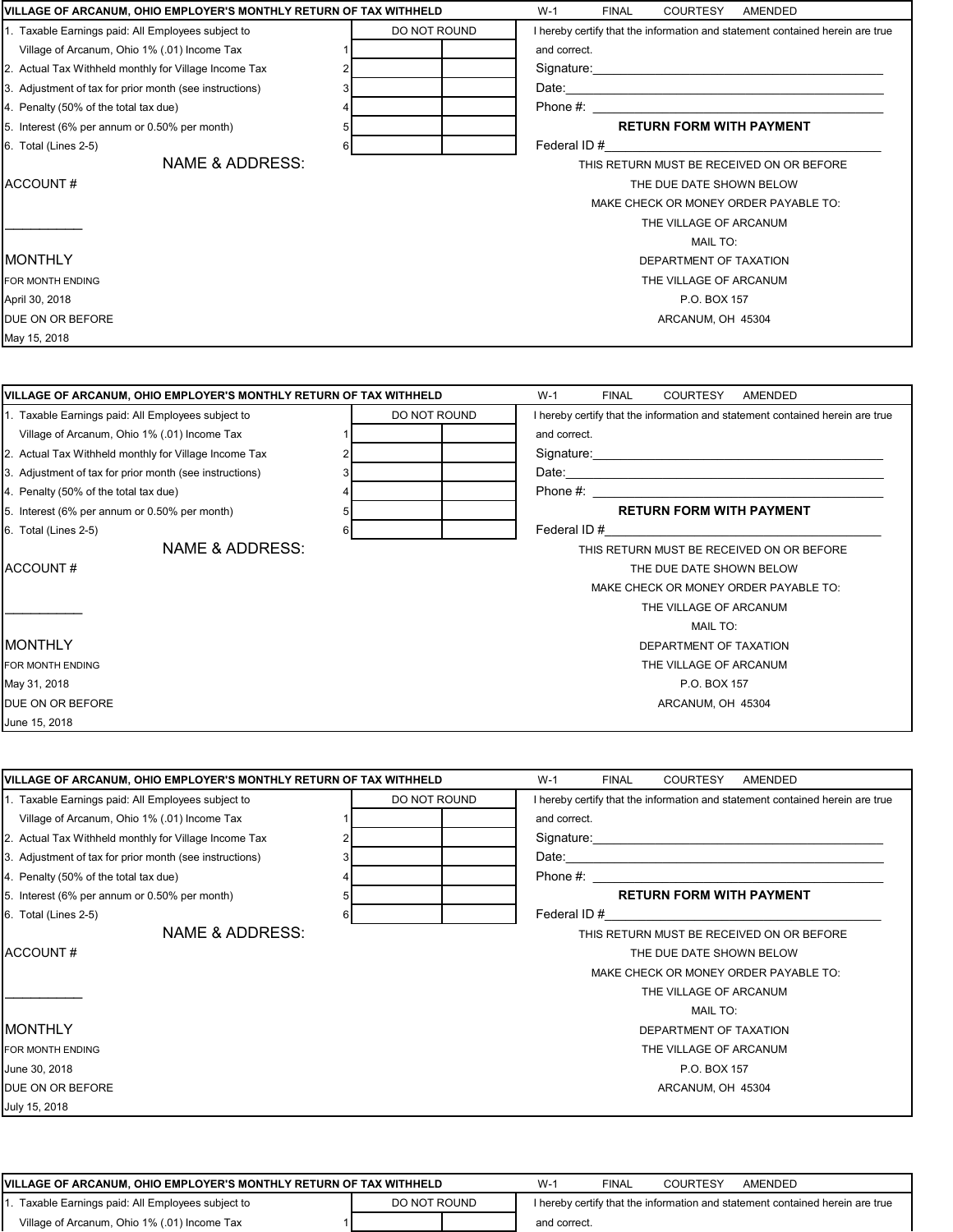**VILLAGE OF ARCANUM, OHIO EMPLOYER'S MONTHLY RETURN OF TAX WITHHELD** W-1 FINAL COURTESY AMENDED

| | | DO NOT ROUND | |
|---|---|---|---|
| 1. Taxable Earnings paid: All Employees subject to Village of Arcanum, Ohio 1% (.01) Income Tax | 1 | | |
| 2. Actual Tax Withheld monthly for Village Income Tax | 2 | | |
| 3. Adjustment of tax for prior month (see instructions) | 3 | | |
| 4. Penalty (50% of the total tax due) | 4 | | |
| 5. Interest (6% per annum or 0.50% per month) | 5 | | |
| 6. Total (Lines 2-5) | 6 | | |

I hereby certify that the information and statement contained herein are true and correct.

Signature:\_\_\_\_\_\_\_\_\_\_\_\_\_\_\_\_\_\_\_\_\_\_\_\_\_\_\_\_\_\_\_\_

Date:\_\_\_\_\_\_\_\_\_\_\_\_\_\_\_\_\_\_\_\_\_\_\_\_\_\_\_\_\_\_\_\_

Phone #: \_\_\_\_\_\_\_\_\_\_\_\_\_\_\_\_\_\_\_\_\_\_\_\_\_\_\_\_\_\_\_\_

**RETURN FORM WITH PAYMENT**

Federal ID #\_\_\_\_\_\_\_\_\_\_\_\_\_\_\_\_\_\_\_\_\_\_\_\_\_\_\_\_\_\_\_\_

NAME & ADDRESS:

ACCOUNT #

\_\_\_\_\_\_\_\_\_\_\_

MONTHLY

FOR MONTH ENDING

April 30, 2018

DUE ON OR BEFORE

May 15, 2018

THIS RETURN MUST BE RECEIVED ON OR BEFORE THE DUE DATE SHOWN BELOW

MAKE CHECK OR MONEY ORDER PAYABLE TO:
THE VILLAGE OF ARCANUM

MAIL TO:
DEPARTMENT OF TAXATION
THE VILLAGE OF ARCANUM
P.O. BOX 157
ARCANUM, OH 45304

---

**VILLAGE OF ARCANUM, OHIO EMPLOYER'S MONTHLY RETURN OF TAX WITHHELD** W-1 FINAL COURTESY AMENDED

| | | DO NOT ROUND | |
|---|---|---|---|
| 1. Taxable Earnings paid: All Employees subject to Village of Arcanum, Ohio 1% (.01) Income Tax | 1 | | |
| 2. Actual Tax Withheld monthly for Village Income Tax | 2 | | |
| 3. Adjustment of tax for prior month (see instructions) | 3 | | |
| 4. Penalty (50% of the total tax due) | 4 | | |
| 5. Interest (6% per annum or 0.50% per month) | 5 | | |
| 6. Total (Lines 2-5) | 6 | | |

I hereby certify that the information and statement contained herein are true and correct.

Signature:\_\_\_\_\_\_\_\_\_\_\_\_\_\_\_\_\_\_\_\_\_\_\_\_\_\_\_\_\_\_\_\_

Date:\_\_\_\_\_\_\_\_\_\_\_\_\_\_\_\_\_\_\_\_\_\_\_\_\_\_\_\_\_\_\_\_

Phone #: \_\_\_\_\_\_\_\_\_\_\_\_\_\_\_\_\_\_\_\_\_\_\_\_\_\_\_\_\_\_\_\_

**RETURN FORM WITH PAYMENT**

Federal ID #\_\_\_\_\_\_\_\_\_\_\_\_\_\_\_\_\_\_\_\_\_\_\_\_\_\_\_\_\_\_\_\_

NAME & ADDRESS:

ACCOUNT #

\_\_\_\_\_\_\_\_\_\_\_

MONTHLY

FOR MONTH ENDING

May 31, 2018

DUE ON OR BEFORE

June 15, 2018

THIS RETURN MUST BE RECEIVED ON OR BEFORE THE DUE DATE SHOWN BELOW

MAKE CHECK OR MONEY ORDER PAYABLE TO:
THE VILLAGE OF ARCANUM

MAIL TO:
DEPARTMENT OF TAXATION
THE VILLAGE OF ARCANUM
P.O. BOX 157
ARCANUM, OH 45304

---

**VILLAGE OF ARCANUM, OHIO EMPLOYER'S MONTHLY RETURN OF TAX WITHHELD** W-1 FINAL COURTESY AMENDED

| | | DO NOT ROUND | |
|---|---|---|---|
| 1. Taxable Earnings paid: All Employees subject to Village of Arcanum, Ohio 1% (.01) Income Tax | 1 | | |
| 2. Actual Tax Withheld monthly for Village Income Tax | 2 | | |
| 3. Adjustment of tax for prior month (see instructions) | 3 | | |
| 4. Penalty (50% of the total tax due) | 4 | | |
| 5. Interest (6% per annum or 0.50% per month) | 5 | | |
| 6. Total (Lines 2-5) | 6 | | |

I hereby certify that the information and statement contained herein are true and correct.

Signature:\_\_\_\_\_\_\_\_\_\_\_\_\_\_\_\_\_\_\_\_\_\_\_\_\_\_\_\_\_\_\_\_

Date:\_\_\_\_\_\_\_\_\_\_\_\_\_\_\_\_\_\_\_\_\_\_\_\_\_\_\_\_\_\_\_\_

Phone #: \_\_\_\_\_\_\_\_\_\_\_\_\_\_\_\_\_\_\_\_\_\_\_\_\_\_\_\_\_\_\_\_

**RETURN FORM WITH PAYMENT**

Federal ID #\_\_\_\_\_\_\_\_\_\_\_\_\_\_\_\_\_\_\_\_\_\_\_\_\_\_\_\_\_\_\_\_

NAME & ADDRESS:

ACCOUNT #

\_\_\_\_\_\_\_\_\_\_\_

MONTHLY

FOR MONTH ENDING

June 30, 2018

DUE ON OR BEFORE

July 15, 2018

THIS RETURN MUST BE RECEIVED ON OR BEFORE THE DUE DATE SHOWN BELOW

MAKE CHECK OR MONEY ORDER PAYABLE TO:
THE VILLAGE OF ARCANUM

MAIL TO:
DEPARTMENT OF TAXATION
THE VILLAGE OF ARCANUM
P.O. BOX 157
ARCANUM, OH 45304

---

**VILLAGE OF ARCANUM, OHIO EMPLOYER'S MONTHLY RETURN OF TAX WITHHELD** W-1 FINAL COURTESY AMENDED

| | | DO NOT ROUND | |
|---|---|---|---|
| 1. Taxable Earnings paid: All Employees subject to Village of Arcanum, Ohio 1% (.01) Income Tax | 1 | | |

I hereby certify that the information and statement contained herein are true and correct.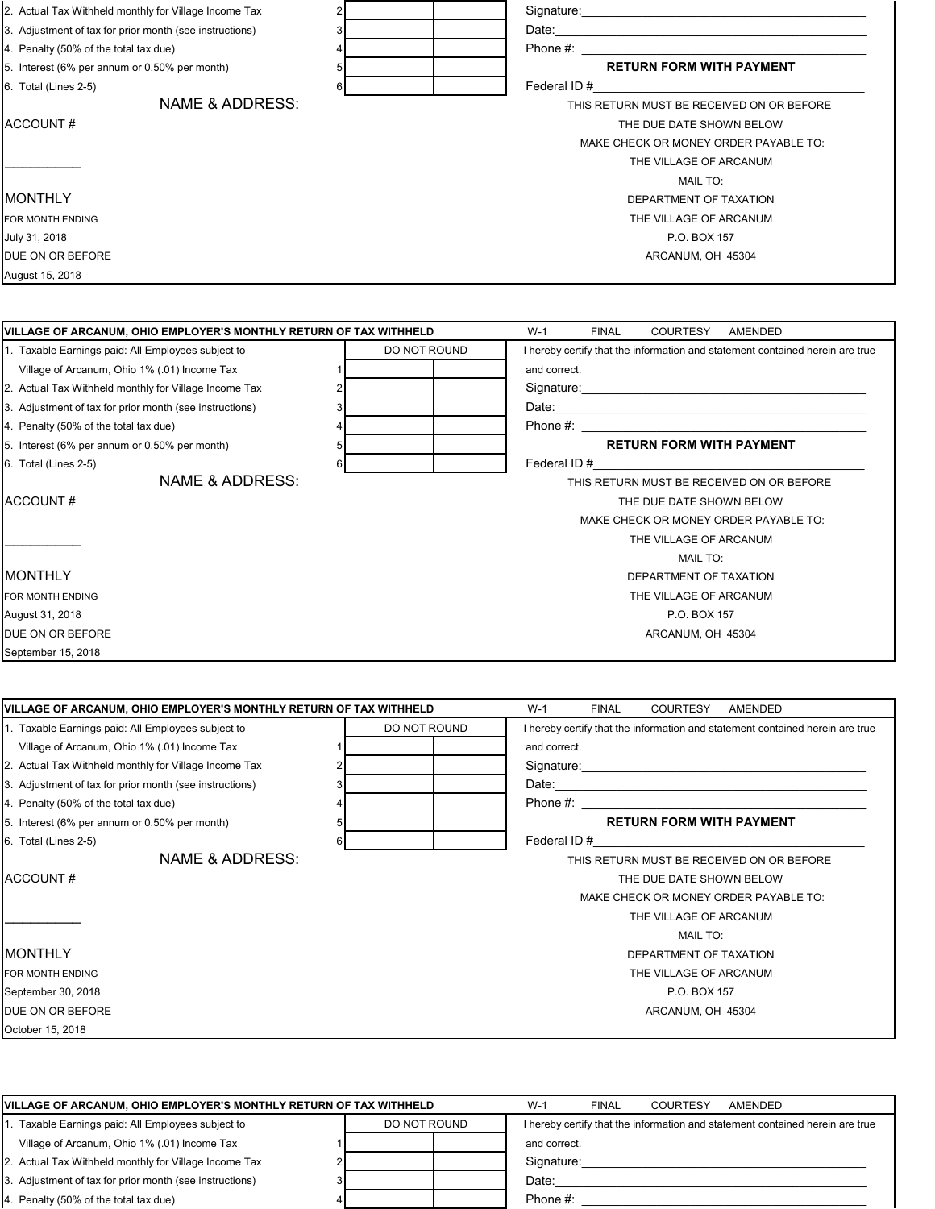| | | | |
|---|---|---|---|
| 2. Actual Tax Withheld monthly for Village Income Tax | 2 | | |
| 3. Adjustment of tax for prior month (see instructions) | 3 | | |
| 4. Penalty (50% of the total tax due) | 4 | | |
| 5. Interest (6% per annum or 0.50% per month) | 5 | | |
| 6. Total (Lines 2-5) | 6 | | |

Signature:\_\_\_\_\_\_\_\_\_\_\_\_\_\_\_\_\_\_\_\_\_\_\_\_\_\_\_\_\_\_\_\_\_\_\_\_\_\_\_\_

Date:\_\_\_\_\_\_\_\_\_\_\_\_\_\_\_\_\_\_\_\_\_\_\_\_\_\_\_\_\_\_\_\_\_\_\_\_\_\_\_\_\_\_

Phone #: \_\_\_\_\_\_\_\_\_\_\_\_\_\_\_\_\_\_\_\_\_\_\_\_\_\_\_\_\_\_\_\_\_\_\_\_\_\_\_

**RETURN FORM WITH PAYMENT**

Federal ID #\_\_\_\_\_\_\_\_\_\_\_\_\_\_\_\_\_\_\_\_\_\_\_\_\_\_\_\_\_\_\_\_\_\_\_\_\_\_

NAME & ADDRESS:

ACCOUNT #

\_\_\_\_\_\_\_\_\_\_\_

MONTHLY

FOR MONTH ENDING

July 31, 2018

DUE ON OR BEFORE

August 15, 2018

THIS RETURN MUST BE RECEIVED ON OR BEFORE
THE DUE DATE SHOWN BELOW
MAKE CHECK OR MONEY ORDER PAYABLE TO:
THE VILLAGE OF ARCANUM
MAIL TO:
DEPARTMENT OF TAXATION
THE VILLAGE OF ARCANUM
P.O. BOX 157
ARCANUM, OH 45304

---

**VILLAGE OF ARCANUM, OHIO EMPLOYER'S MONTHLY RETURN OF TAX WITHHELD** W-1 FINAL COURTESY AMENDED

| | | DO NOT ROUND | |
|---|---|---|---|
| 1. Taxable Earnings paid: All Employees subject to Village of Arcanum, Ohio 1% (.01) Income Tax | 1 | | |
| 2. Actual Tax Withheld monthly for Village Income Tax | 2 | | |
| 3. Adjustment of tax for prior month (see instructions) | 3 | | |
| 4. Penalty (50% of the total tax due) | 4 | | |
| 5. Interest (6% per annum or 0.50% per month) | 5 | | |
| 6. Total (Lines 2-5) | 6 | | |

I hereby certify that the information and statement contained herein are true and correct.

Signature:\_\_\_\_\_\_\_\_\_\_\_\_\_\_\_\_\_\_\_\_\_\_\_\_\_\_\_\_\_\_\_\_\_\_\_\_\_\_\_\_

Date:\_\_\_\_\_\_\_\_\_\_\_\_\_\_\_\_\_\_\_\_\_\_\_\_\_\_\_\_\_\_\_\_\_\_\_\_\_\_\_\_\_\_

Phone #: \_\_\_\_\_\_\_\_\_\_\_\_\_\_\_\_\_\_\_\_\_\_\_\_\_\_\_\_\_\_\_\_\_\_\_\_\_\_\_

**RETURN FORM WITH PAYMENT**

Federal ID #\_\_\_\_\_\_\_\_\_\_\_\_\_\_\_\_\_\_\_\_\_\_\_\_\_\_\_\_\_\_\_\_\_\_\_\_\_\_

NAME & ADDRESS:

ACCOUNT #

\_\_\_\_\_\_\_\_\_\_\_

MONTHLY

FOR MONTH ENDING

August 31, 2018

DUE ON OR BEFORE

September 15, 2018

THIS RETURN MUST BE RECEIVED ON OR BEFORE
THE DUE DATE SHOWN BELOW
MAKE CHECK OR MONEY ORDER PAYABLE TO:
THE VILLAGE OF ARCANUM
MAIL TO:
DEPARTMENT OF TAXATION
THE VILLAGE OF ARCANUM
P.O. BOX 157
ARCANUM, OH 45304

---

**VILLAGE OF ARCANUM, OHIO EMPLOYER'S MONTHLY RETURN OF TAX WITHHELD** W-1 FINAL COURTESY AMENDED

| | | DO NOT ROUND | |
|---|---|---|---|
| 1. Taxable Earnings paid: All Employees subject to Village of Arcanum, Ohio 1% (.01) Income Tax | 1 | | |
| 2. Actual Tax Withheld monthly for Village Income Tax | 2 | | |
| 3. Adjustment of tax for prior month (see instructions) | 3 | | |
| 4. Penalty (50% of the total tax due) | 4 | | |
| 5. Interest (6% per annum or 0.50% per month) | 5 | | |
| 6. Total (Lines 2-5) | 6 | | |

I hereby certify that the information and statement contained herein are true and correct.

Signature:\_\_\_\_\_\_\_\_\_\_\_\_\_\_\_\_\_\_\_\_\_\_\_\_\_\_\_\_\_\_\_\_\_\_\_\_\_\_\_\_

Date:\_\_\_\_\_\_\_\_\_\_\_\_\_\_\_\_\_\_\_\_\_\_\_\_\_\_\_\_\_\_\_\_\_\_\_\_\_\_\_\_\_\_

Phone #: \_\_\_\_\_\_\_\_\_\_\_\_\_\_\_\_\_\_\_\_\_\_\_\_\_\_\_\_\_\_\_\_\_\_\_\_\_\_\_

**RETURN FORM WITH PAYMENT**

Federal ID #\_\_\_\_\_\_\_\_\_\_\_\_\_\_\_\_\_\_\_\_\_\_\_\_\_\_\_\_\_\_\_\_\_\_\_\_\_\_

NAME & ADDRESS:

ACCOUNT #

\_\_\_\_\_\_\_\_\_\_\_

MONTHLY

FOR MONTH ENDING

September 30, 2018

DUE ON OR BEFORE

October 15, 2018

THIS RETURN MUST BE RECEIVED ON OR BEFORE
THE DUE DATE SHOWN BELOW
MAKE CHECK OR MONEY ORDER PAYABLE TO:
THE VILLAGE OF ARCANUM
MAIL TO:
DEPARTMENT OF TAXATION
THE VILLAGE OF ARCANUM
P.O. BOX 157
ARCANUM, OH 45304

---

**VILLAGE OF ARCANUM, OHIO EMPLOYER'S MONTHLY RETURN OF TAX WITHHELD** W-1 FINAL COURTESY AMENDED

| | | DO NOT ROUND | |
|---|---|---|---|
| 1. Taxable Earnings paid: All Employees subject to Village of Arcanum, Ohio 1% (.01) Income Tax | 1 | | |
| 2. Actual Tax Withheld monthly for Village Income Tax | 2 | | |
| 3. Adjustment of tax for prior month (see instructions) | 3 | | |
| 4. Penalty (50% of the total tax due) | 4 | | |

I hereby certify that the information and statement contained herein are true and correct.

Signature:\_\_\_\_\_\_\_\_\_\_\_\_\_\_\_\_\_\_\_\_\_\_\_\_\_\_\_\_\_\_\_\_\_\_\_\_\_\_\_\_

Date:\_\_\_\_\_\_\_\_\_\_\_\_\_\_\_\_\_\_\_\_\_\_\_\_\_\_\_\_\_\_\_\_\_\_\_\_\_\_\_\_\_\_

Phone #: \_\_\_\_\_\_\_\_\_\_\_\_\_\_\_\_\_\_\_\_\_\_\_\_\_\_\_\_\_\_\_\_\_\_\_\_\_\_\_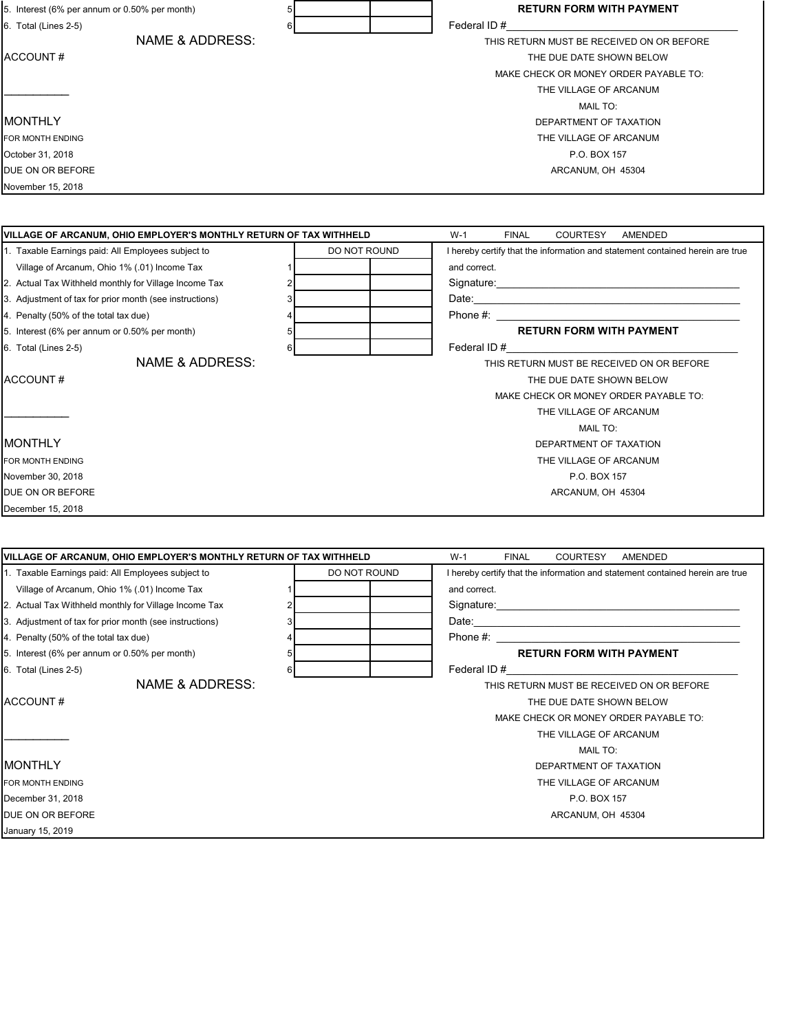| | | | |
|---|---|---|---|
| 5. Interest (6% per annum or 0.50% per month) | 5 | | |
| 6. Total (Lines 2-5) | 6 | | |

**RETURN FORM WITH PAYMENT**

Federal ID #\_\_\_\_\_\_\_\_\_\_\_\_\_\_\_\_\_\_\_\_\_\_\_\_\_\_\_\_\_\_\_\_\_\_\_\_\_\_\_\_

NAME & ADDRESS:

ACCOUNT #

\_\_\_\_\_\_\_\_\_\_\_

MONTHLY

FOR MONTH ENDING

October 31, 2018

DUE ON OR BEFORE

November 15, 2018

THIS RETURN MUST BE RECEIVED ON OR BEFORE
THE DUE DATE SHOWN BELOW
MAKE CHECK OR MONEY ORDER PAYABLE TO:
THE VILLAGE OF ARCANUM
MAIL TO:
DEPARTMENT OF TAXATION
THE VILLAGE OF ARCANUM
P.O. BOX 157
ARCANUM, OH 45304

---

**VILLAGE OF ARCANUM, OHIO EMPLOYER'S MONTHLY RETURN OF TAX WITHHELD**

W-1 FINAL COURTESY AMENDED

| | | DO NOT ROUND | |
|---|---|---|---|
| 1. Taxable Earnings paid: All Employees subject to Village of Arcanum, Ohio 1% (.01) Income Tax | 1 | | |
| 2. Actual Tax Withheld monthly for Village Income Tax | 2 | | |
| 3. Adjustment of tax for prior month (see instructions) | 3 | | |
| 4. Penalty (50% of the total tax due) | 4 | | |
| 5. Interest (6% per annum or 0.50% per month) | 5 | | |
| 6. Total (Lines 2-5) | 6 | | |

I hereby certify that the information and statement contained herein are true and correct.

Signature:\_\_\_\_\_\_\_\_\_\_\_\_\_\_\_\_\_\_\_\_\_\_\_\_\_\_\_\_\_\_\_\_\_\_\_\_\_\_\_\_

Date:\_\_\_\_\_\_\_\_\_\_\_\_\_\_\_\_\_\_\_\_\_\_\_\_\_\_\_\_\_\_\_\_\_\_\_\_\_\_\_\_

Phone #: \_\_\_\_\_\_\_\_\_\_\_\_\_\_\_\_\_\_\_\_\_\_\_\_\_\_\_\_\_\_\_\_\_\_\_\_\_\_\_\_

**RETURN FORM WITH PAYMENT**

Federal ID #\_\_\_\_\_\_\_\_\_\_\_\_\_\_\_\_\_\_\_\_\_\_\_\_\_\_\_\_\_\_\_\_\_\_\_\_\_\_\_\_

NAME & ADDRESS:

ACCOUNT #

\_\_\_\_\_\_\_\_\_\_\_

MONTHLY

FOR MONTH ENDING

November 30, 2018

DUE ON OR BEFORE

December 15, 2018

THIS RETURN MUST BE RECEIVED ON OR BEFORE
THE DUE DATE SHOWN BELOW
MAKE CHECK OR MONEY ORDER PAYABLE TO:
THE VILLAGE OF ARCANUM
MAIL TO:
DEPARTMENT OF TAXATION
THE VILLAGE OF ARCANUM
P.O. BOX 157
ARCANUM, OH 45304

---

**VILLAGE OF ARCANUM, OHIO EMPLOYER'S MONTHLY RETURN OF TAX WITHHELD**

W-1 FINAL COURTESY AMENDED

| | | DO NOT ROUND | |
|---|---|---|---|
| 1. Taxable Earnings paid: All Employees subject to Village of Arcanum, Ohio 1% (.01) Income Tax | 1 | | |
| 2. Actual Tax Withheld monthly for Village Income Tax | 2 | | |
| 3. Adjustment of tax for prior month (see instructions) | 3 | | |
| 4. Penalty (50% of the total tax due) | 4 | | |
| 5. Interest (6% per annum or 0.50% per month) | 5 | | |
| 6. Total (Lines 2-5) | 6 | | |

I hereby certify that the information and statement contained herein are true and correct.

Signature:\_\_\_\_\_\_\_\_\_\_\_\_\_\_\_\_\_\_\_\_\_\_\_\_\_\_\_\_\_\_\_\_\_\_\_\_\_\_\_\_

Date:\_\_\_\_\_\_\_\_\_\_\_\_\_\_\_\_\_\_\_\_\_\_\_\_\_\_\_\_\_\_\_\_\_\_\_\_\_\_\_\_

Phone #: \_\_\_\_\_\_\_\_\_\_\_\_\_\_\_\_\_\_\_\_\_\_\_\_\_\_\_\_\_\_\_\_\_\_\_\_\_\_\_\_

**RETURN FORM WITH PAYMENT**

Federal ID #\_\_\_\_\_\_\_\_\_\_\_\_\_\_\_\_\_\_\_\_\_\_\_\_\_\_\_\_\_\_\_\_\_\_\_\_\_\_\_\_

NAME & ADDRESS:

ACCOUNT #

\_\_\_\_\_\_\_\_\_\_\_

MONTHLY

FOR MONTH ENDING

December 31, 2018

DUE ON OR BEFORE

January 15, 2019

THIS RETURN MUST BE RECEIVED ON OR BEFORE
THE DUE DATE SHOWN BELOW
MAKE CHECK OR MONEY ORDER PAYABLE TO:
THE VILLAGE OF ARCANUM
MAIL TO:
DEPARTMENT OF TAXATION
THE VILLAGE OF ARCANUM
P.O. BOX 157
ARCANUM, OH 45304